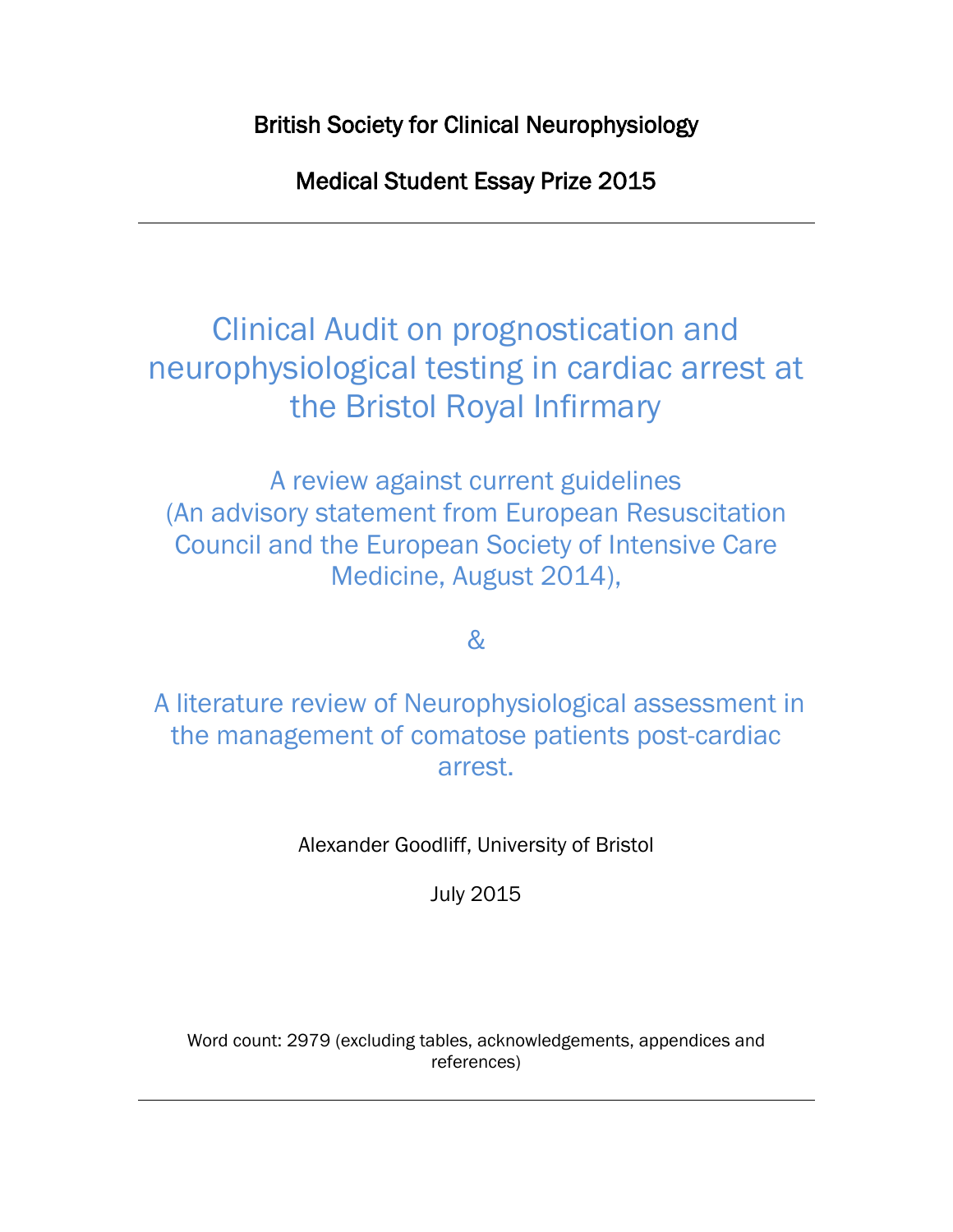British Society for Clinical Neurophysiology

Medical Student Essay Prize 2015

---

# Clinical Audit on prognostication and neurophysiological testing in cardiac arrest at the Bristol Royal Infirmary

## A review against current guidelines (An advisory statement from European Resuscitation Council and the European Society of Intensive Care Medicine, August 2014),

## &

## A literature review of Neurophysiological assessment in the management of comatose patients post-cardiac arrest.

Alexander Goodliff, University of Bristol

July 2015

Word count: 2979 (excluding tables, acknowledgements, appendices and references)

---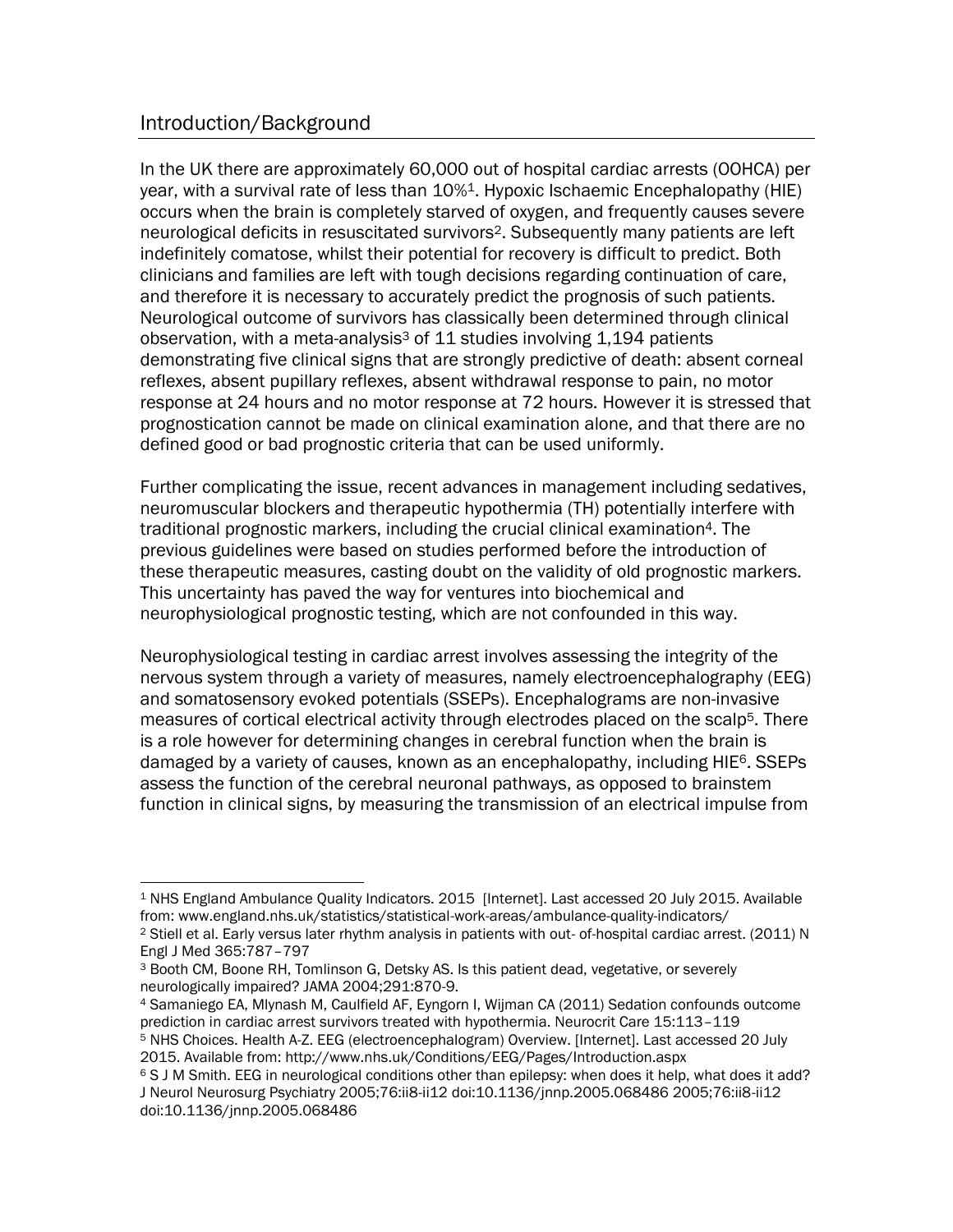## Introduction/Background

In the UK there are approximately 60,000 out of hospital cardiac arrests (OOHCA) per year, with a survival rate of less than 10%[1]. Hypoxic Ischaemic Encephalopathy (HIE) occurs when the brain is completely starved of oxygen, and frequently causes severe neurological deficits in resuscitated survivors[2]. Subsequently many patients are left indefinitely comatose, whilst their potential for recovery is difficult to predict. Both clinicians and families are left with tough decisions regarding continuation of care, and therefore it is necessary to accurately predict the prognosis of such patients. Neurological outcome of survivors has classically been determined through clinical observation, with a meta-analysis[3] of 11 studies involving 1,194 patients demonstrating five clinical signs that are strongly predictive of death: absent corneal reflexes, absent pupillary reflexes, absent withdrawal response to pain, no motor response at 24 hours and no motor response at 72 hours. However it is stressed that prognostication cannot be made on clinical examination alone, and that there are no defined good or bad prognostic criteria that can be used uniformly.

Further complicating the issue, recent advances in management including sedatives, neuromuscular blockers and therapeutic hypothermia (TH) potentially interfere with traditional prognostic markers, including the crucial clinical examination[4]. The previous guidelines were based on studies performed before the introduction of these therapeutic measures, casting doubt on the validity of old prognostic markers. This uncertainty has paved the way for ventures into biochemical and neurophysiological prognostic testing, which are not confounded in this way.

Neurophysiological testing in cardiac arrest involves assessing the integrity of the nervous system through a variety of measures, namely electroencephalography (EEG) and somatosensory evoked potentials (SSEPs). Encephalograms are non-invasive measures of cortical electrical activity through electrodes placed on the scalp[5]. There is a role however for determining changes in cerebral function when the brain is damaged by a variety of causes, known as an encephalopathy, including HIE[6]. SSEPs assess the function of the cerebral neuronal pathways, as opposed to brainstem function in clinical signs, by measuring the transmission of an electrical impulse from

---

[1] NHS England Ambulance Quality Indicators. 2015 [Internet]. Last accessed 20 July 2015. Available from: www.england.nhs.uk/statistics/statistical-work-areas/ambulance-quality-indicators/

[2] Stiell et al. Early versus later rhythm analysis in patients with out- of-hospital cardiac arrest. (2011) N Engl J Med 365:787–797

[3] Booth CM, Boone RH, Tomlinson G, Detsky AS. Is this patient dead, vegetative, or severely neurologically impaired? JAMA 2004;291:870-9.

[4] Samaniego EA, Mlynash M, Caulfield AF, Eyngorn I, Wijman CA (2011) Sedation confounds outcome prediction in cardiac arrest survivors treated with hypothermia. Neurocrit Care 15:113–119

[5] NHS Choices. Health A-Z. EEG (electroencephalogram) Overview. [Internet]. Last accessed 20 July 2015. Available from: http://www.nhs.uk/Conditions/EEG/Pages/Introduction.aspx

[6] S J M Smith. EEG in neurological conditions other than epilepsy: when does it help, what does it add? J Neurol Neurosurg Psychiatry 2005;76:ii8-ii12 doi:10.1136/jnnp.2005.068486 2005;76:ii8-ii12 doi:10.1136/jnnp.2005.068486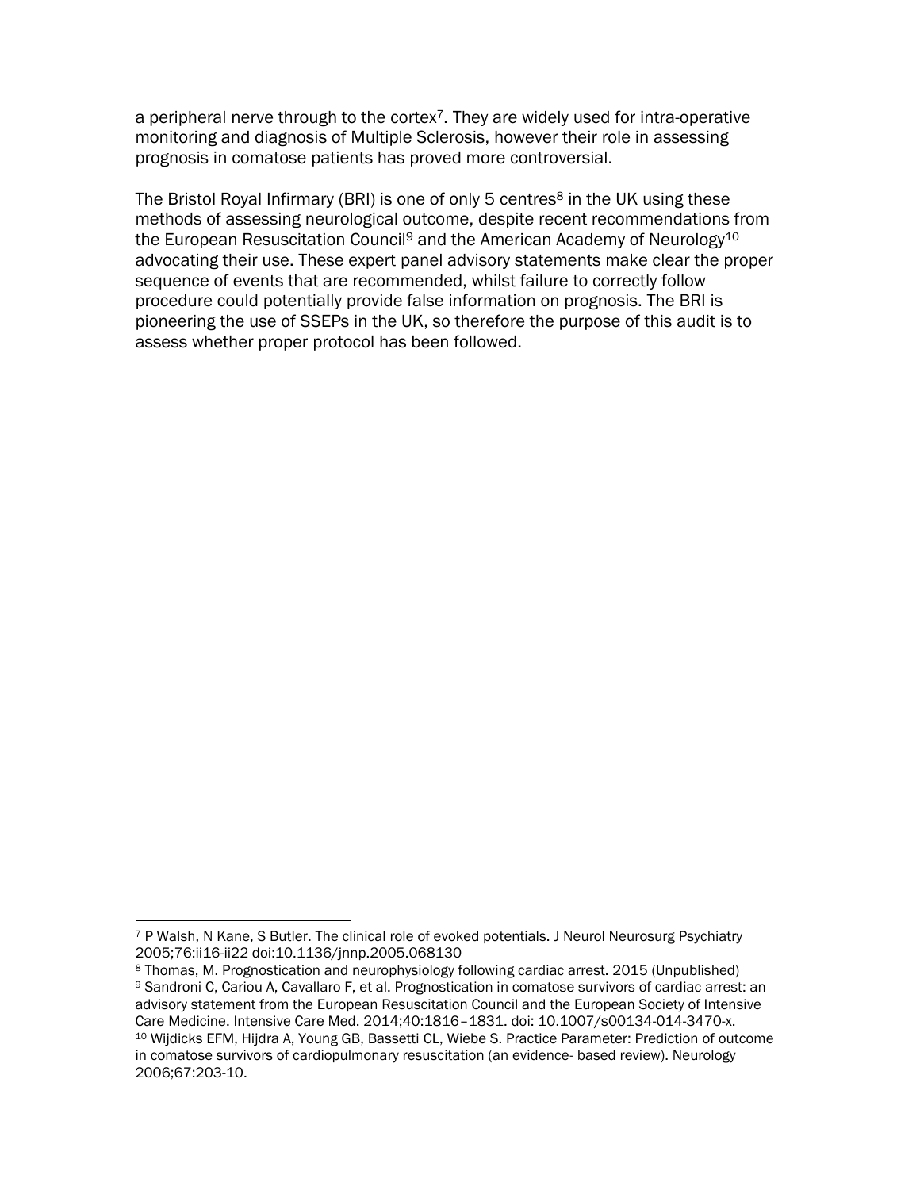a peripheral nerve through to the cortex[7]. They are widely used for intra-operative monitoring and diagnosis of Multiple Sclerosis, however their role in assessing prognosis in comatose patients has proved more controversial.

The Bristol Royal Infirmary (BRI) is one of only 5 centres[8] in the UK using these methods of assessing neurological outcome, despite recent recommendations from the European Resuscitation Council[9] and the American Academy of Neurology[10] advocating their use. These expert panel advisory statements make clear the proper sequence of events that are recommended, whilst failure to correctly follow procedure could potentially provide false information on prognosis. The BRI is pioneering the use of SSEPs in the UK, so therefore the purpose of this audit is to assess whether proper protocol has been followed.

---

[7] P Walsh, N Kane, S Butler. The clinical role of evoked potentials. J Neurol Neurosurg Psychiatry 2005;76:ii16-ii22 doi:10.1136/jnnp.2005.068130

[8] Thomas, M. Prognostication and neurophysiology following cardiac arrest. 2015 (Unpublished)

[9] Sandroni C, Cariou A, Cavallaro F, et al. Prognostication in comatose survivors of cardiac arrest: an advisory statement from the European Resuscitation Council and the European Society of Intensive Care Medicine. Intensive Care Med. 2014;40:1816–1831. doi: 10.1007/s00134-014-3470-x.

[10] Wijdicks EFM, Hijdra A, Young GB, Bassetti CL, Wiebe S. Practice Parameter: Prediction of outcome in comatose survivors of cardiopulmonary resuscitation (an evidence- based review). Neurology 2006;67:203-10.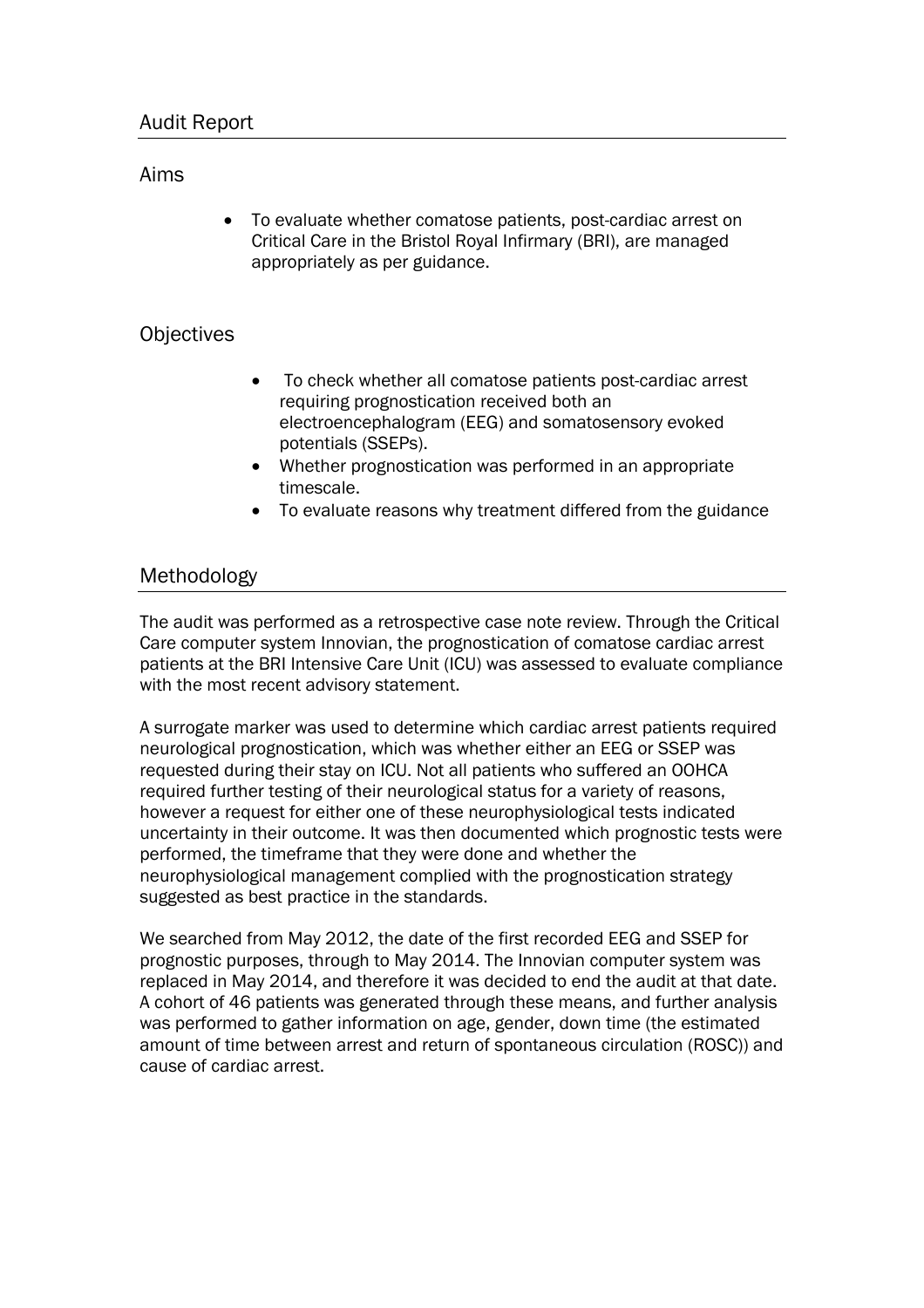## Audit Report

### Aims

- To evaluate whether comatose patients, post-cardiac arrest on Critical Care in the Bristol Royal Infirmary (BRI), are managed appropriately as per guidance.

### Objectives

- To check whether all comatose patients post-cardiac arrest requiring prognostication received both an electroencephalogram (EEG) and somatosensory evoked potentials (SSEPs).
- Whether prognostication was performed in an appropriate timescale.
- To evaluate reasons why treatment differed from the guidance

## Methodology

The audit was performed as a retrospective case note review. Through the Critical Care computer system Innovian, the prognostication of comatose cardiac arrest patients at the BRI Intensive Care Unit (ICU) was assessed to evaluate compliance with the most recent advisory statement.

A surrogate marker was used to determine which cardiac arrest patients required neurological prognostication, which was whether either an EEG or SSEP was requested during their stay on ICU. Not all patients who suffered an OOHCA required further testing of their neurological status for a variety of reasons, however a request for either one of these neurophysiological tests indicated uncertainty in their outcome. It was then documented which prognostic tests were performed, the timeframe that they were done and whether the neurophysiological management complied with the prognostication strategy suggested as best practice in the standards.

We searched from May 2012, the date of the first recorded EEG and SSEP for prognostic purposes, through to May 2014. The Innovian computer system was replaced in May 2014, and therefore it was decided to end the audit at that date. A cohort of 46 patients was generated through these means, and further analysis was performed to gather information on age, gender, down time (the estimated amount of time between arrest and return of spontaneous circulation (ROSC)) and cause of cardiac arrest.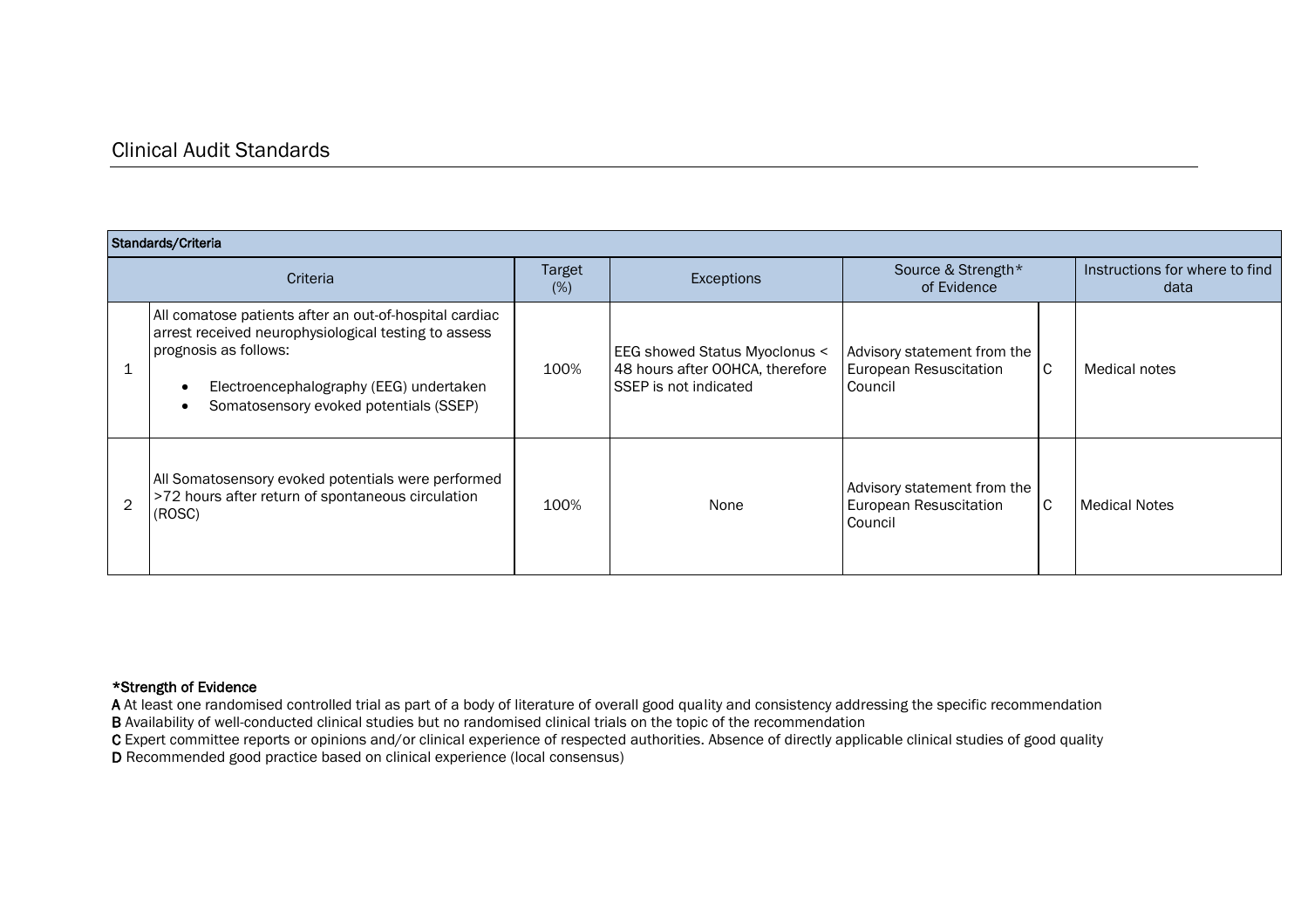## Clinical Audit Standards

| Standards/Criteria | | | | | | |
|---|---|---|---|---|---|---|
| | Criteria | Target (%) | Exceptions | Source & Strength* of Evidence | | Instructions for where to find data |
| 1 | All comatose patients after an out-of-hospital cardiac arrest received neurophysiological testing to assess prognosis as follows:<br>• Electroencephalography (EEG) undertaken<br>• Somatosensory evoked potentials (SSEP) | 100% | EEG showed Status Myoclonus < 48 hours after OOHCA, therefore SSEP is not indicated | Advisory statement from the European Resuscitation Council | C | Medical notes |
| 2 | All Somatosensory evoked potentials were performed >72 hours after return of spontaneous circulation (ROSC) | 100% | None | Advisory statement from the European Resuscitation Council | C | Medical Notes |

**\*Strength of Evidence**

**A** At least one randomised controlled trial as part of a body of literature of overall good quality and consistency addressing the specific recommendation
**B** Availability of well-conducted clinical studies but no randomised clinical trials on the topic of the recommendation
**C** Expert committee reports or opinions and/or clinical experience of respected authorities. Absence of directly applicable clinical studies of good quality
**D** Recommended good practice based on clinical experience (local consensus)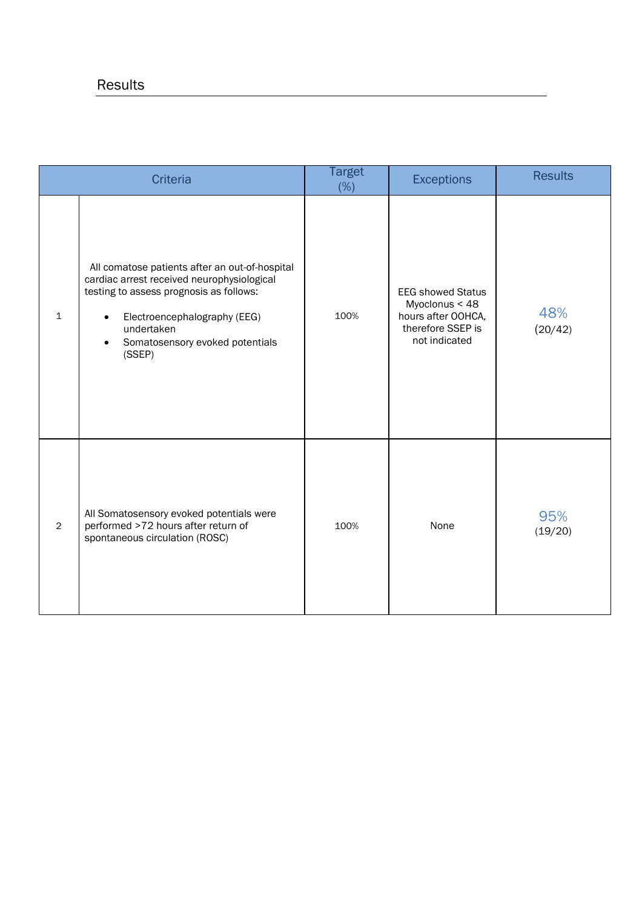## Results

| Criteria | | Target (%) | Exceptions | Results |
|---|---|---|---|---|
| 1 | All comatose patients after an out-of-hospital cardiac arrest received neurophysiological testing to assess prognosis as follows:<br>• Electroencephalography (EEG) undertaken<br>• Somatosensory evoked potentials (SSEP) | 100% | EEG showed Status Myoclonus < 48 hours after OOHCA, therefore SSEP is not indicated | 48% (20/42) |
| 2 | All Somatosensory evoked potentials were performed >72 hours after return of spontaneous circulation (ROSC) | 100% | None | 95% (19/20) |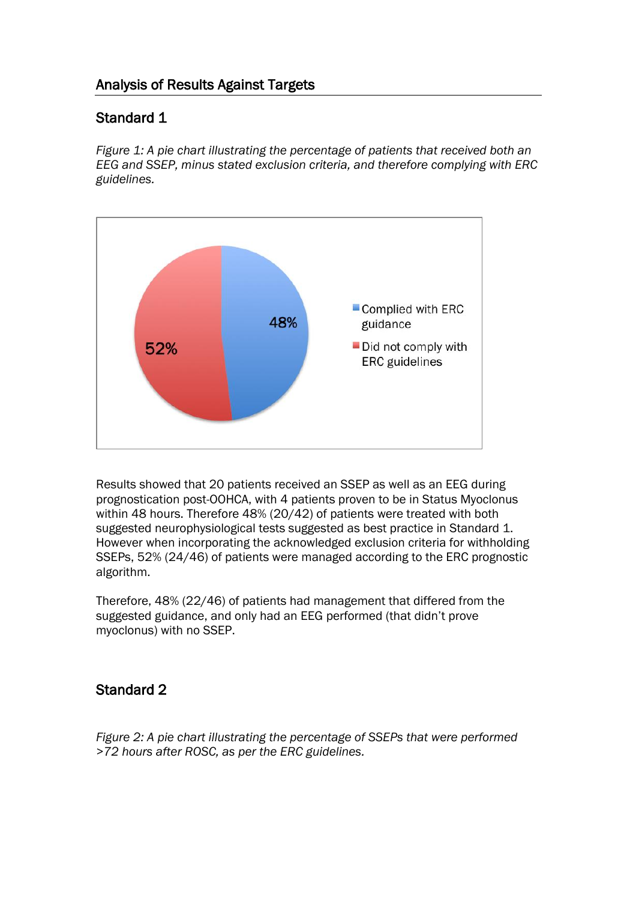## Analysis of Results Against Targets

### Standard 1

*Figure 1: A pie chart illustrating the percentage of patients that received both an EEG and SSEP, minus stated exclusion criteria, and therefore complying with ERC guidelines.*

Results showed that 20 patients received an SSEP as well as an EEG during prognostication post-OOHCA, with 4 patients proven to be in Status Myoclonus within 48 hours. Therefore 48% (20/42) of patients were treated with both suggested neurophysiological tests suggested as best practice in Standard 1. However when incorporating the acknowledged exclusion criteria for withholding SSEPs, 52% (24/46) of patients were managed according to the ERC prognostic algorithm.

Therefore, 48% (22/46) of patients had management that differed from the suggested guidance, and only had an EEG performed (that didn't prove myoclonus) with no SSEP.

### Standard 2

*Figure 2: A pie chart illustrating the percentage of SSEPs that were performed >72 hours after ROSC, as per the ERC guidelines.*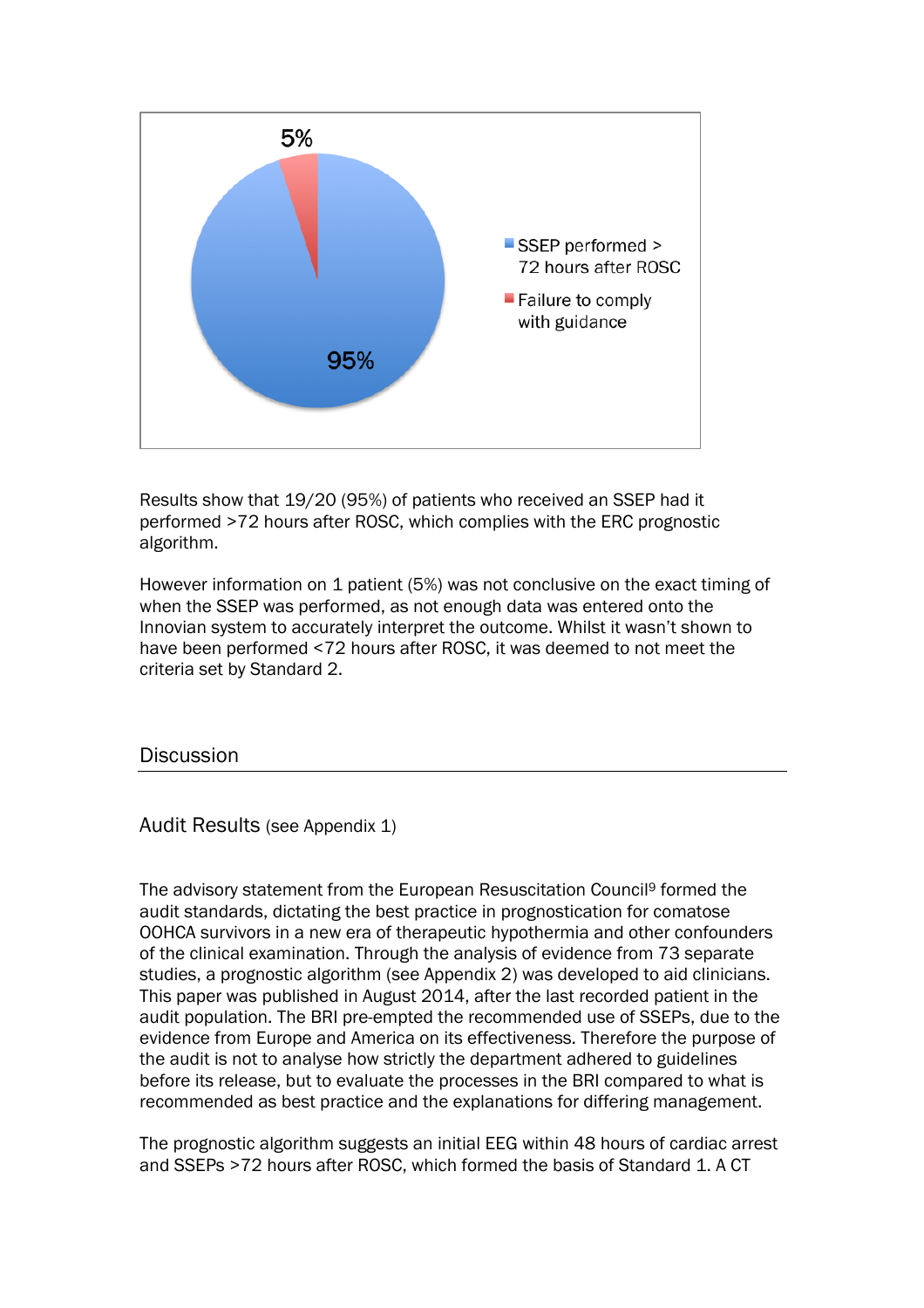5%

95%

SSEP performed > 72 hours after ROSC

Failure to comply with guidance

Results show that 19/20 (95%) of patients who received an SSEP had it performed >72 hours after ROSC, which complies with the ERC prognostic algorithm.

However information on 1 patient (5%) was not conclusive on the exact timing of when the SSEP was performed, as not enough data was entered onto the Innovian system to accurately interpret the outcome. Whilst it wasn't shown to have been performed <72 hours after ROSC, it was deemed to not meet the criteria set by Standard 2.

## Discussion

### Audit Results (see Appendix 1)

The advisory statement from the European Resuscitation Council[9] formed the audit standards, dictating the best practice in prognostication for comatose OOHCA survivors in a new era of therapeutic hypothermia and other confounders of the clinical examination. Through the analysis of evidence from 73 separate studies, a prognostic algorithm (see Appendix 2) was developed to aid clinicians. This paper was published in August 2014, after the last recorded patient in the audit population. The BRI pre-empted the recommended use of SSEPs, due to the evidence from Europe and America on its effectiveness. Therefore the purpose of the audit is not to analyse how strictly the department adhered to guidelines before its release, but to evaluate the processes in the BRI compared to what is recommended as best practice and the explanations for differing management.

The prognostic algorithm suggests an initial EEG within 48 hours of cardiac arrest and SSEPs >72 hours after ROSC, which formed the basis of Standard 1. A CT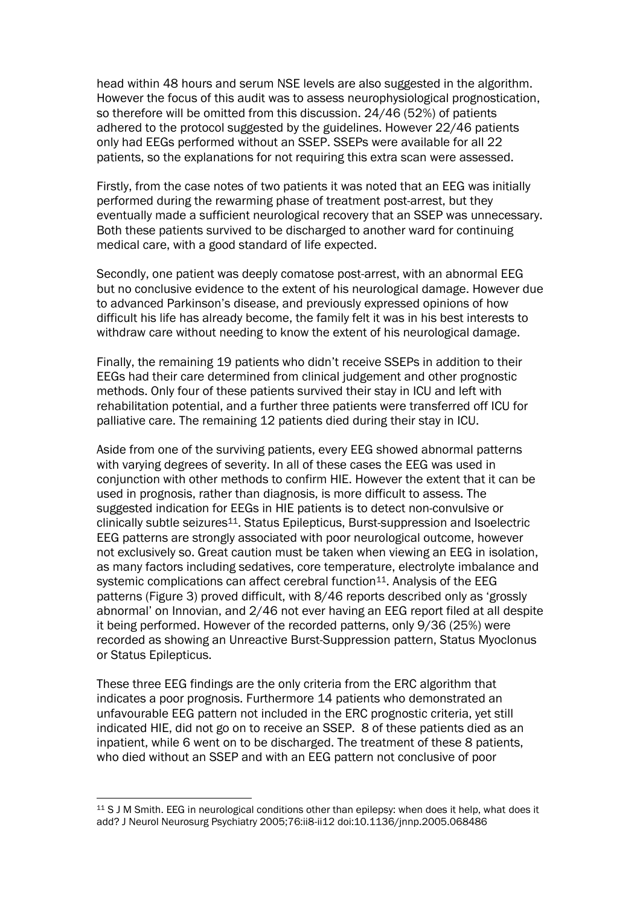head within 48 hours and serum NSE levels are also suggested in the algorithm. However the focus of this audit was to assess neurophysiological prognostication, so therefore will be omitted from this discussion. 24/46 (52%) of patients adhered to the protocol suggested by the guidelines. However 22/46 patients only had EEGs performed without an SSEP. SSEPs were available for all 22 patients, so the explanations for not requiring this extra scan were assessed.

Firstly, from the case notes of two patients it was noted that an EEG was initially performed during the rewarming phase of treatment post-arrest, but they eventually made a sufficient neurological recovery that an SSEP was unnecessary. Both these patients survived to be discharged to another ward for continuing medical care, with a good standard of life expected.

Secondly, one patient was deeply comatose post-arrest, with an abnormal EEG but no conclusive evidence to the extent of his neurological damage. However due to advanced Parkinson's disease, and previously expressed opinions of how difficult his life has already become, the family felt it was in his best interests to withdraw care without needing to know the extent of his neurological damage.

Finally, the remaining 19 patients who didn't receive SSEPs in addition to their EEGs had their care determined from clinical judgement and other prognostic methods. Only four of these patients survived their stay in ICU and left with rehabilitation potential, and a further three patients were transferred off ICU for palliative care. The remaining 12 patients died during their stay in ICU.

Aside from one of the surviving patients, every EEG showed abnormal patterns with varying degrees of severity. In all of these cases the EEG was used in conjunction with other methods to confirm HIE. However the extent that it can be used in prognosis, rather than diagnosis, is more difficult to assess. The suggested indication for EEGs in HIE patients is to detect non-convulsive or clinically subtle seizures[11]. Status Epilepticus, Burst-suppression and Isoelectric EEG patterns are strongly associated with poor neurological outcome, however not exclusively so. Great caution must be taken when viewing an EEG in isolation, as many factors including sedatives, core temperature, electrolyte imbalance and systemic complications can affect cerebral function[11]. Analysis of the EEG patterns (Figure 3) proved difficult, with 8/46 reports described only as 'grossly abnormal' on Innovian, and 2/46 not ever having an EEG report filed at all despite it being performed. However of the recorded patterns, only 9/36 (25%) were recorded as showing an Unreactive Burst-Suppression pattern, Status Myoclonus or Status Epilepticus.

These three EEG findings are the only criteria from the ERC algorithm that indicates a poor prognosis. Furthermore 14 patients who demonstrated an unfavourable EEG pattern not included in the ERC prognostic criteria, yet still indicated HIE, did not go on to receive an SSEP. 8 of these patients died as an inpatient, while 6 went on to be discharged. The treatment of these 8 patients, who died without an SSEP and with an EEG pattern not conclusive of poor

[11] S J M Smith. EEG in neurological conditions other than epilepsy: when does it help, what does it add? J Neurol Neurosurg Psychiatry 2005;76:ii8-ii12 doi:10.1136/jnnp.2005.068486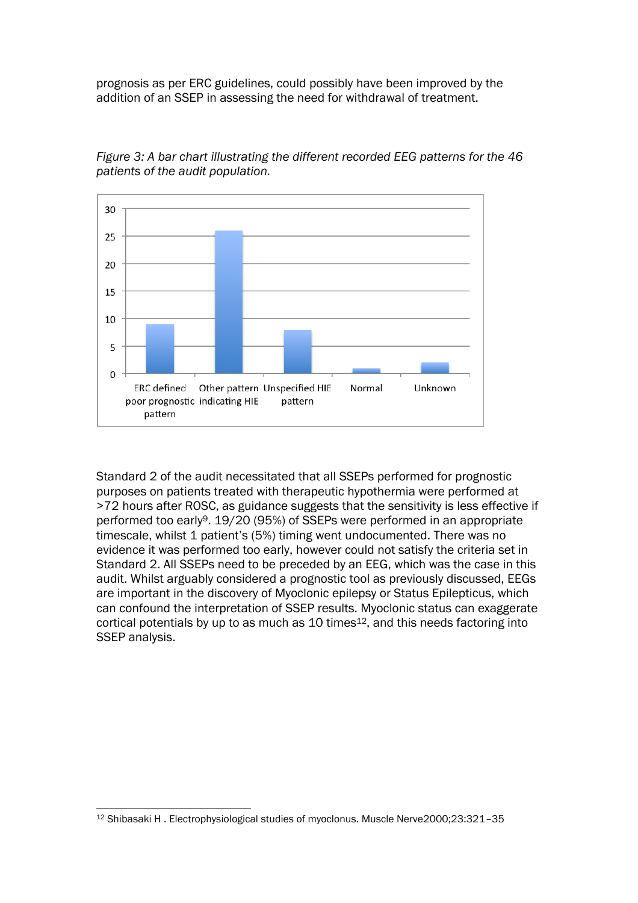prognosis as per ERC guidelines, could possibly have been improved by the addition of an SSEP in assessing the need for withdrawal of treatment.

*Figure 3: A bar chart illustrating the different recorded EEG patterns for the 46 patients of the audit population.*

Standard 2 of the audit necessitated that all SSEPs performed for prognostic purposes on patients treated with therapeutic hypothermia were performed at >72 hours after ROSC, as guidance suggests that the sensitivity is less effective if performed too early[9]. 19/20 (95%) of SSEPs were performed in an appropriate timescale, whilst 1 patient's (5%) timing went undocumented. There was no evidence it was performed too early, however could not satisfy the criteria set in Standard 2. All SSEPs need to be preceded by an EEG, which was the case in this audit. Whilst arguably considered a prognostic tool as previously discussed, EEGs are important in the discovery of Myoclonic epilepsy or Status Epilepticus, which can confound the interpretation of SSEP results. Myoclonic status can exaggerate cortical potentials by up to as much as 10 times[12], and this needs factoring into SSEP analysis.

[12] Shibasaki H . Electrophysiological studies of myoclonus. Muscle Nerve2000;23:321–35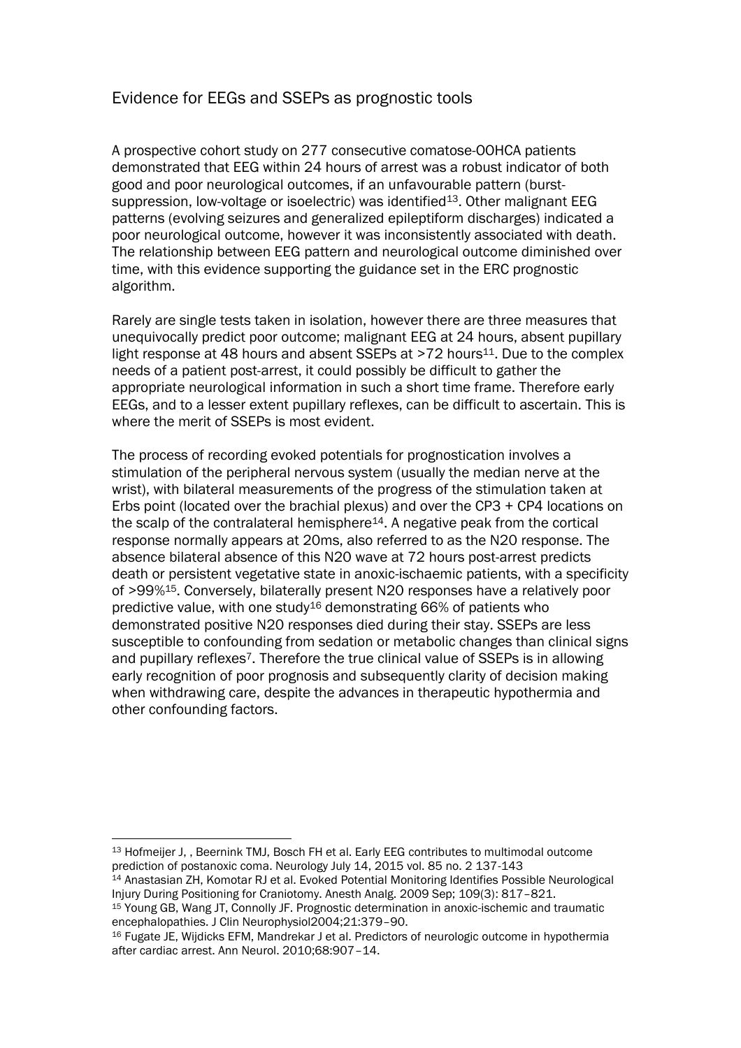## Evidence for EEGs and SSEPs as prognostic tools

A prospective cohort study on 277 consecutive comatose-OOHCA patients demonstrated that EEG within 24 hours of arrest was a robust indicator of both good and poor neurological outcomes, if an unfavourable pattern (burst-suppression, low-voltage or isoelectric) was identified[13]. Other malignant EEG patterns (evolving seizures and generalized epileptiform discharges) indicated a poor neurological outcome, however it was inconsistently associated with death. The relationship between EEG pattern and neurological outcome diminished over time, with this evidence supporting the guidance set in the ERC prognostic algorithm.

Rarely are single tests taken in isolation, however there are three measures that unequivocally predict poor outcome; malignant EEG at 24 hours, absent pupillary light response at 48 hours and absent SSEPs at >72 hours[11]. Due to the complex needs of a patient post-arrest, it could possibly be difficult to gather the appropriate neurological information in such a short time frame. Therefore early EEGs, and to a lesser extent pupillary reflexes, can be difficult to ascertain. This is where the merit of SSEPs is most evident.

The process of recording evoked potentials for prognostication involves a stimulation of the peripheral nervous system (usually the median nerve at the wrist), with bilateral measurements of the progress of the stimulation taken at Erbs point (located over the brachial plexus) and over the CP3 + CP4 locations on the scalp of the contralateral hemisphere[14]. A negative peak from the cortical response normally appears at 20ms, also referred to as the N20 response. The absence bilateral absence of this N20 wave at 72 hours post-arrest predicts death or persistent vegetative state in anoxic-ischaemic patients, with a specificity of >99%[15]. Conversely, bilaterally present N20 responses have a relatively poor predictive value, with one study[16] demonstrating 66% of patients who demonstrated positive N20 responses died during their stay. SSEPs are less susceptible to confounding from sedation or metabolic changes than clinical signs and pupillary reflexes[7]. Therefore the true clinical value of SSEPs is in allowing early recognition of poor prognosis and subsequently clarity of decision making when withdrawing care, despite the advances in therapeutic hypothermia and other confounding factors.

---

[13] Hofmeijer J, , Beernink TMJ, Bosch FH et al. Early EEG contributes to multimodal outcome prediction of postanoxic coma. Neurology July 14, 2015 vol. 85 no. 2 137-143

[14] Anastasian ZH, Komotar RJ et al. Evoked Potential Monitoring Identifies Possible Neurological Injury During Positioning for Craniotomy. Anesth Analg. 2009 Sep; 109(3): 817–821.

[15] Young GB, Wang JT, Connolly JF. Prognostic determination in anoxic-ischemic and traumatic encephalopathies. J Clin Neurophysiol2004;21:379–90.

[16] Fugate JE, Wijdicks EFM, Mandrekar J et al. Predictors of neurologic outcome in hypothermia after cardiac arrest. Ann Neurol. 2010;68:907–14.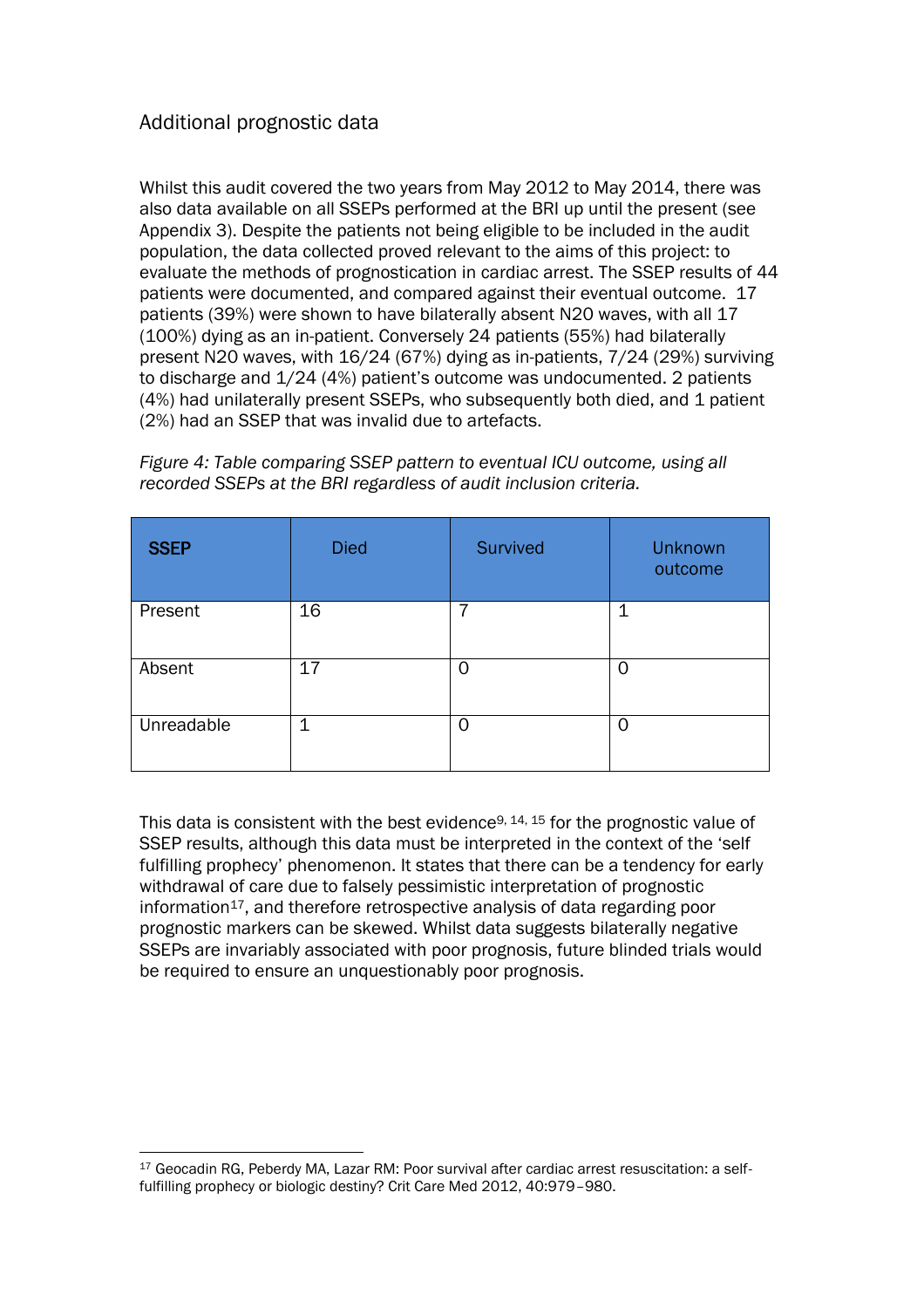## Additional prognostic data

Whilst this audit covered the two years from May 2012 to May 2014, there was also data available on all SSEPs performed at the BRI up until the present (see Appendix 3). Despite the patients not being eligible to be included in the audit population, the data collected proved relevant to the aims of this project: to evaluate the methods of prognostication in cardiac arrest. The SSEP results of 44 patients were documented, and compared against their eventual outcome. 17 patients (39%) were shown to have bilaterally absent N20 waves, with all 17 (100%) dying as an in-patient. Conversely 24 patients (55%) had bilaterally present N20 waves, with 16/24 (67%) dying as in-patients, 7/24 (29%) surviving to discharge and 1/24 (4%) patient's outcome was undocumented. 2 patients (4%) had unilaterally present SSEPs, who subsequently both died, and 1 patient (2%) had an SSEP that was invalid due to artefacts.

*Figure 4: Table comparing SSEP pattern to eventual ICU outcome, using all recorded SSEPs at the BRI regardless of audit inclusion criteria.*

| **SSEP** | Died | Survived | Unknown outcome |
| --- | --- | --- | --- |
| Present | 16 | 7 | 1 |
| Absent | 17 | 0 | 0 |
| Unreadable | 1 | 0 | 0 |

This data is consistent with the best evidence[9, 14, 15] for the prognostic value of SSEP results, although this data must be interpreted in the context of the 'self fulfilling prophecy' phenomenon. It states that there can be a tendency for early withdrawal of care due to falsely pessimistic interpretation of prognostic information[17], and therefore retrospective analysis of data regarding poor prognostic markers can be skewed. Whilst data suggests bilaterally negative SSEPs are invariably associated with poor prognosis, future blinded trials would be required to ensure an unquestionably poor prognosis.

[17] Geocadin RG, Peberdy MA, Lazar RM: Poor survival after cardiac arrest resuscitation: a self-fulfilling prophecy or biologic destiny? Crit Care Med 2012, 40:979–980.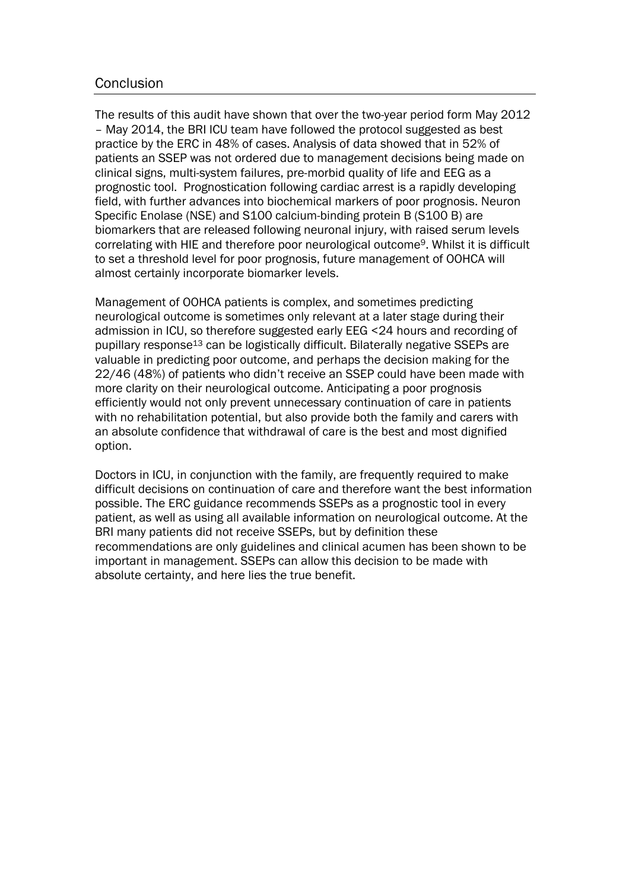## Conclusion

The results of this audit have shown that over the two-year period form May 2012 – May 2014, the BRI ICU team have followed the protocol suggested as best practice by the ERC in 48% of cases. Analysis of data showed that in 52% of patients an SSEP was not ordered due to management decisions being made on clinical signs, multi-system failures, pre-morbid quality of life and EEG as a prognostic tool. Prognostication following cardiac arrest is a rapidly developing field, with further advances into biochemical markers of poor prognosis. Neuron Specific Enolase (NSE) and S100 calcium-binding protein B (S100 B) are biomarkers that are released following neuronal injury, with raised serum levels correlating with HIE and therefore poor neurological outcome[9]. Whilst it is difficult to set a threshold level for poor prognosis, future management of OOHCA will almost certainly incorporate biomarker levels.

Management of OOHCA patients is complex, and sometimes predicting neurological outcome is sometimes only relevant at a later stage during their admission in ICU, so therefore suggested early EEG <24 hours and recording of pupillary response[13] can be logistically difficult. Bilaterally negative SSEPs are valuable in predicting poor outcome, and perhaps the decision making for the 22/46 (48%) of patients who didn't receive an SSEP could have been made with more clarity on their neurological outcome. Anticipating a poor prognosis efficiently would not only prevent unnecessary continuation of care in patients with no rehabilitation potential, but also provide both the family and carers with an absolute confidence that withdrawal of care is the best and most dignified option.

Doctors in ICU, in conjunction with the family, are frequently required to make difficult decisions on continuation of care and therefore want the best information possible. The ERC guidance recommends SSEPs as a prognostic tool in every patient, as well as using all available information on neurological outcome. At the BRI many patients did not receive SSEPs, but by definition these recommendations are only guidelines and clinical acumen has been shown to be important in management. SSEPs can allow this decision to be made with absolute certainty, and here lies the true benefit.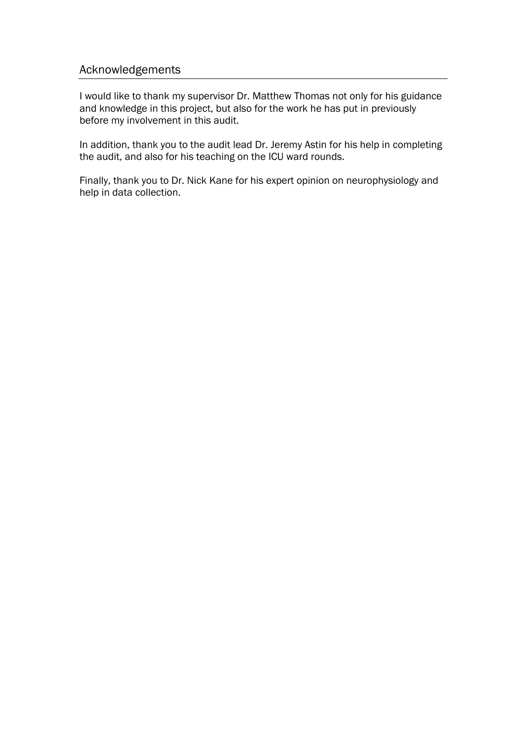## Acknowledgements

I would like to thank my supervisor Dr. Matthew Thomas not only for his guidance and knowledge in this project, but also for the work he has put in previously before my involvement in this audit.

In addition, thank you to the audit lead Dr. Jeremy Astin for his help in completing the audit, and also for his teaching on the ICU ward rounds.

Finally, thank you to Dr. Nick Kane for his expert opinion on neurophysiology and help in data collection.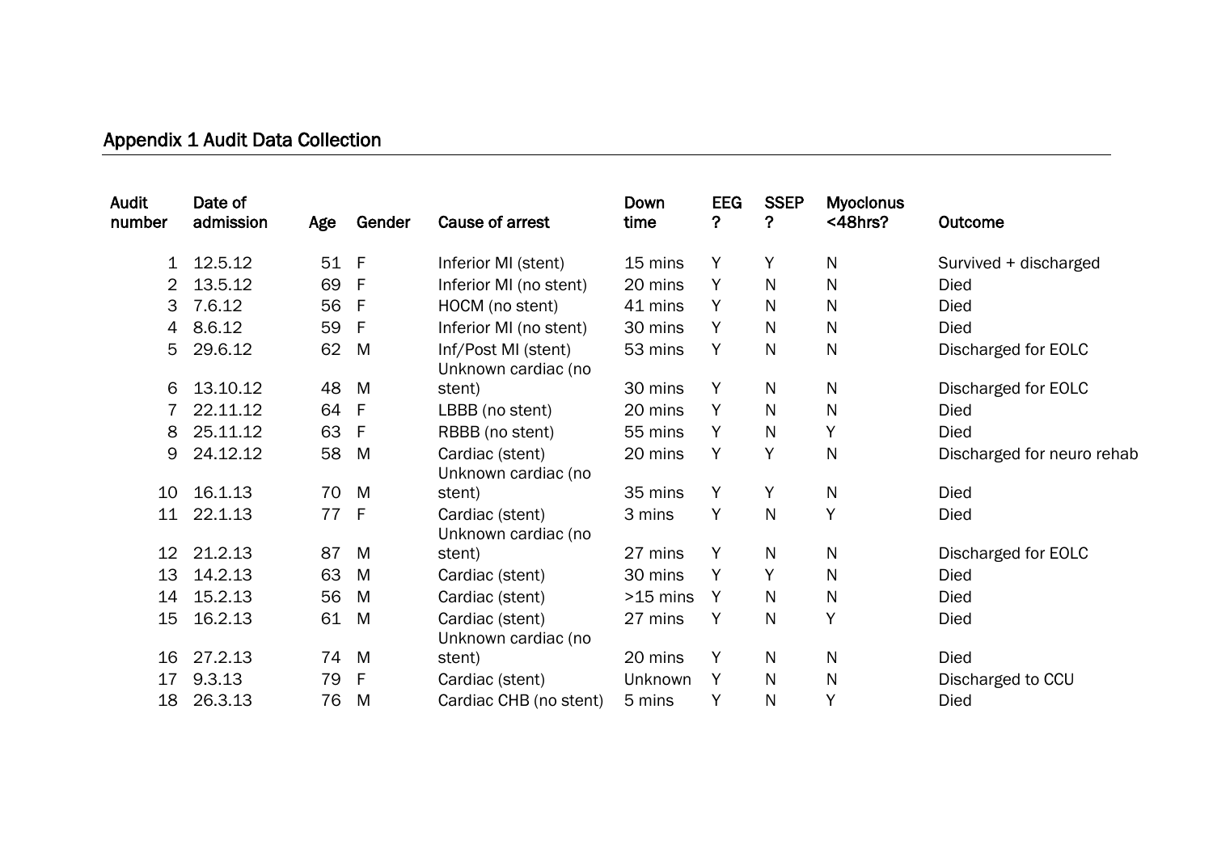## Appendix 1 Audit Data Collection

| Audit number | Date of admission | Age | Gender | Cause of arrest | Down time | EEG ? | SSEP ? | Myoclonus <48hrs? | Outcome |
|---|---|---|---|---|---|---|---|---|---|
| 1 | 12.5.12 | 51 | F | Inferior MI (stent) | 15 mins | Y | Y | N | Survived + discharged |
| 2 | 13.5.12 | 69 | F | Inferior MI (no stent) | 20 mins | Y | N | N | Died |
| 3 | 7.6.12 | 56 | F | HOCM (no stent) | 41 mins | Y | N | N | Died |
| 4 | 8.6.12 | 59 | F | Inferior MI (no stent) | 30 mins | Y | N | N | Died |
| 5 | 29.6.12 | 62 | M | Inf/Post MI (stent) | 53 mins | Y | N | N | Discharged for EOLC |
| 6 | 13.10.12 | 48 | M | Unknown cardiac (no stent) | 30 mins | Y | N | N | Discharged for EOLC |
| 7 | 22.11.12 | 64 | F | LBBB (no stent) | 20 mins | Y | N | N | Died |
| 8 | 25.11.12 | 63 | F | RBBB (no stent) | 55 mins | Y | N | Y | Died |
| 9 | 24.12.12 | 58 | M | Cardiac (stent) | 20 mins | Y | Y | N | Discharged for neuro rehab |
| 10 | 16.1.13 | 70 | M | Unknown cardiac (no stent) | 35 mins | Y | Y | N | Died |
| 11 | 22.1.13 | 77 | F | Cardiac (stent) | 3 mins | Y | N | Y | Died |
| 12 | 21.2.13 | 87 | M | Unknown cardiac (no stent) | 27 mins | Y | N | N | Discharged for EOLC |
| 13 | 14.2.13 | 63 | M | Cardiac (stent) | 30 mins | Y | Y | N | Died |
| 14 | 15.2.13 | 56 | M | Cardiac (stent) | >15 mins | Y | N | N | Died |
| 15 | 16.2.13 | 61 | M | Cardiac (stent) | 27 mins | Y | N | Y | Died |
| 16 | 27.2.13 | 74 | M | Unknown cardiac (no stent) | 20 mins | Y | N | N | Died |
| 17 | 9.3.13 | 79 | F | Cardiac (stent) | Unknown | Y | N | N | Discharged to CCU |
| 18 | 26.3.13 | 76 | M | Cardiac CHB (no stent) | 5 mins | Y | N | Y | Died |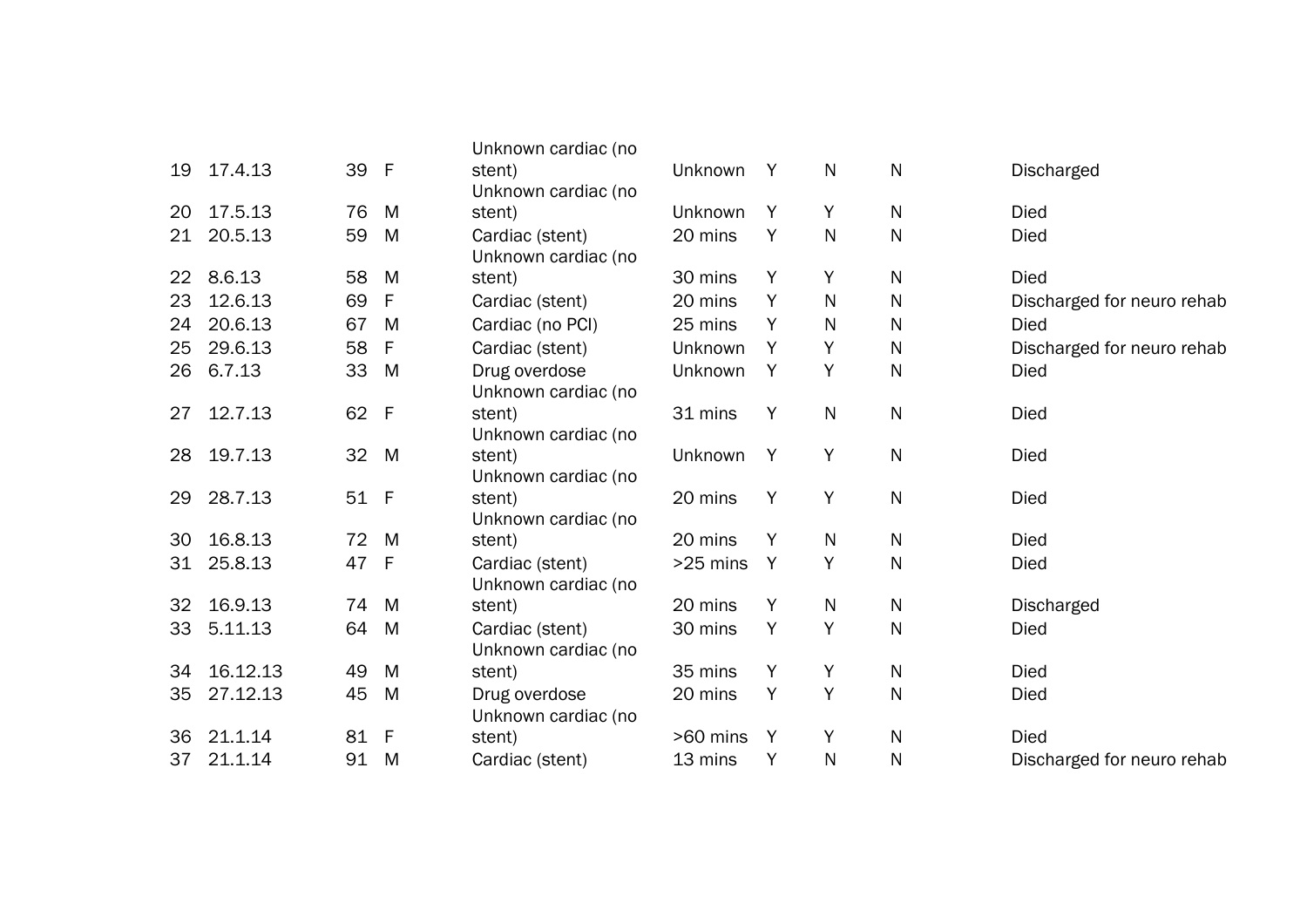| | | | | | | | | | |
|---|---|---|---|---|---|---|---|---|---|
| 19 | 17.4.13 | 39 | F | Unknown cardiac (no stent) | Unknown | Y | N | N | Discharged |
| 20 | 17.5.13 | 76 | M | Unknown cardiac (no stent) | Unknown | Y | Y | N | Died |
| 21 | 20.5.13 | 59 | M | Cardiac (stent) | 20 mins | Y | N | N | Died |
| 22 | 8.6.13 | 58 | M | Unknown cardiac (no stent) | 30 mins | Y | Y | N | Died |
| 23 | 12.6.13 | 69 | F | Cardiac (stent) | 20 mins | Y | N | N | Discharged for neuro rehab |
| 24 | 20.6.13 | 67 | M | Cardiac (no PCI) | 25 mins | Y | N | N | Died |
| 25 | 29.6.13 | 58 | F | Cardiac (stent) | Unknown | Y | Y | N | Discharged for neuro rehab |
| 26 | 6.7.13 | 33 | M | Drug overdose | Unknown | Y | Y | N | Died |
| 27 | 12.7.13 | 62 | F | Unknown cardiac (no stent) | 31 mins | Y | N | N | Died |
| 28 | 19.7.13 | 32 | M | Unknown cardiac (no stent) | Unknown | Y | Y | N | Died |
| 29 | 28.7.13 | 51 | F | Unknown cardiac (no stent) | 20 mins | Y | Y | N | Died |
| 30 | 16.8.13 | 72 | M | Unknown cardiac (no stent) | 20 mins | Y | N | N | Died |
| 31 | 25.8.13 | 47 | F | Cardiac (stent) | >25 mins | Y | Y | N | Died |
| 32 | 16.9.13 | 74 | M | Unknown cardiac (no stent) | 20 mins | Y | N | N | Discharged |
| 33 | 5.11.13 | 64 | M | Cardiac (stent) | 30 mins | Y | Y | N | Died |
| 34 | 16.12.13 | 49 | M | Unknown cardiac (no stent) | 35 mins | Y | Y | N | Died |
| 35 | 27.12.13 | 45 | M | Drug overdose | 20 mins | Y | Y | N | Died |
| 36 | 21.1.14 | 81 | F | Unknown cardiac (no stent) | >60 mins | Y | Y | N | Died |
| 37 | 21.1.14 | 91 | M | Cardiac (stent) | 13 mins | Y | N | N | Discharged for neuro rehab |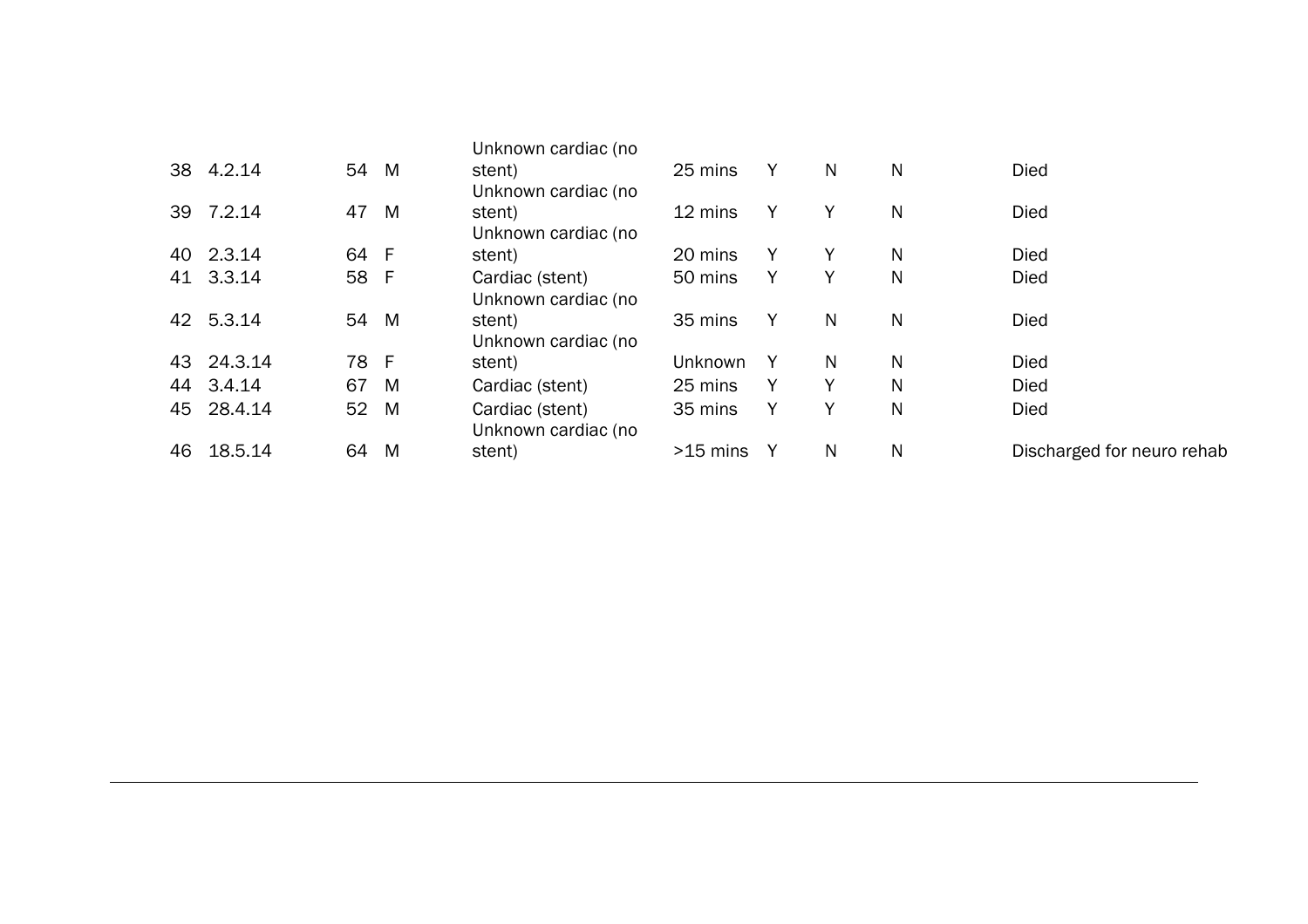| | | | | | | | | | |
|---|---|---|---|---|---|---|---|---|---|
| 38 | 4.2.14 | 54 | M | Unknown cardiac (no stent) | 25 mins | Y | N | N | Died |
| 39 | 7.2.14 | 47 | M | Unknown cardiac (no stent) | 12 mins | Y | Y | N | Died |
| 40 | 2.3.14 | 64 | F | Unknown cardiac (no stent) | 20 mins | Y | Y | N | Died |
| 41 | 3.3.14 | 58 | F | Cardiac (stent) | 50 mins | Y | Y | N | Died |
| 42 | 5.3.14 | 54 | M | Unknown cardiac (no stent) | 35 mins | Y | N | N | Died |
| 43 | 24.3.14 | 78 | F | Unknown cardiac (no stent) | Unknown | Y | N | N | Died |
| 44 | 3.4.14 | 67 | M | Cardiac (stent) | 25 mins | Y | Y | N | Died |
| 45 | 28.4.14 | 52 | M | Cardiac (stent) | 35 mins | Y | Y | N | Died |
| 46 | 18.5.14 | 64 | M | Unknown cardiac (no stent) | >15 mins | Y | N | N | Discharged for neuro rehab |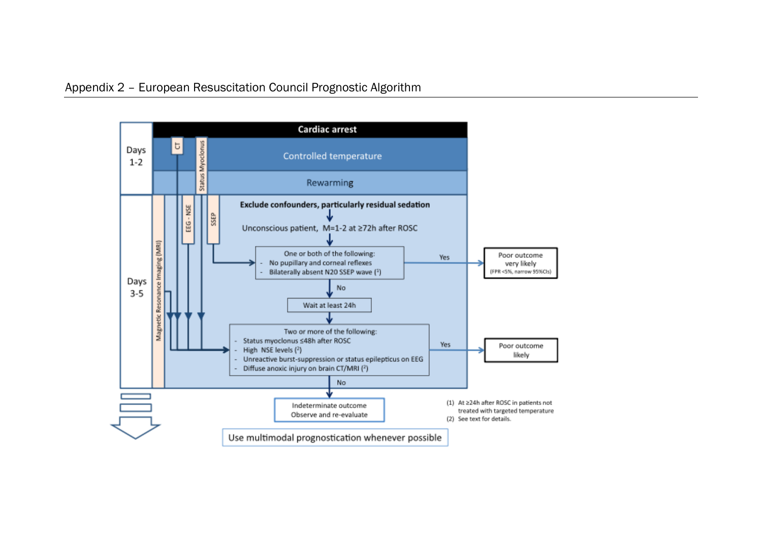## Appendix 2 – European Resuscitation Council Prognostic Algorithm

**Cardiac arrest**

Days 1-2

- Controlled temperature
- Rewarming

Days 3-5

CT | Status Myoclonus | EEG - NSE | SSEP | Magnetic Resonance Imaging (MRI)

**Exclude confounders, particularly residual sedation**

↓

Unconscious patient, M=1-2 at ≥72h after ROSC

↓

One or both of the following:
- No pupillary and corneal reflexes
- Bilaterally absent N20 SSEP wave (1)

Yes → Poor outcome very likely (FPR <5%, narrow 95%CIs)

No ↓

Wait at least 24h

↓

Two or more of the following:
- Status myoclonus ≤48h after ROSC
- High NSE levels (2)
- Unreactive burst-suppression or status epilepticus on EEG
- Diffuse anoxic injury on brain CT/MRI (2)

Yes → Poor outcome likely

No ↓

Indeterminate outcome
Observe and re-evaluate

Use multimodal prognostication whenever possible

(1) At ≥24h after ROSC in patients not treated with targeted temperature
(2) See text for details.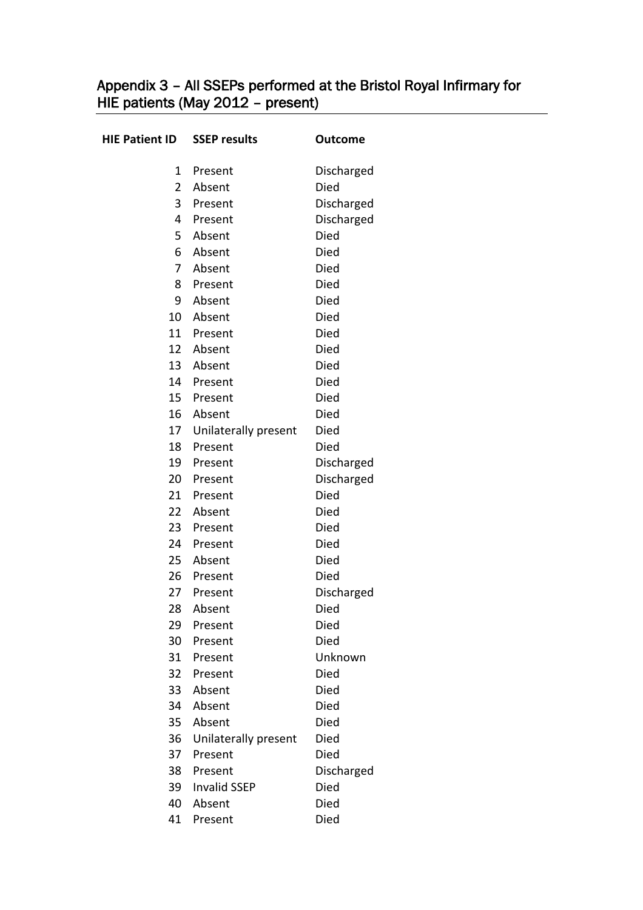## Appendix 3 – All SSEPs performed at the Bristol Royal Infirmary for HIE patients (May 2012 – present)

| HIE Patient ID | SSEP results | Outcome |
|---|---|---|
| 1 | Present | Discharged |
| 2 | Absent | Died |
| 3 | Present | Discharged |
| 4 | Present | Discharged |
| 5 | Absent | Died |
| 6 | Absent | Died |
| 7 | Absent | Died |
| 8 | Present | Died |
| 9 | Absent | Died |
| 10 | Absent | Died |
| 11 | Present | Died |
| 12 | Absent | Died |
| 13 | Absent | Died |
| 14 | Present | Died |
| 15 | Present | Died |
| 16 | Absent | Died |
| 17 | Unilaterally present | Died |
| 18 | Present | Died |
| 19 | Present | Discharged |
| 20 | Present | Discharged |
| 21 | Present | Died |
| 22 | Absent | Died |
| 23 | Present | Died |
| 24 | Present | Died |
| 25 | Absent | Died |
| 26 | Present | Died |
| 27 | Present | Discharged |
| 28 | Absent | Died |
| 29 | Present | Died |
| 30 | Present | Died |
| 31 | Present | Unknown |
| 32 | Present | Died |
| 33 | Absent | Died |
| 34 | Absent | Died |
| 35 | Absent | Died |
| 36 | Unilaterally present | Died |
| 37 | Present | Died |
| 38 | Present | Discharged |
| 39 | Invalid SSEP | Died |
| 40 | Absent | Died |
| 41 | Present | Died |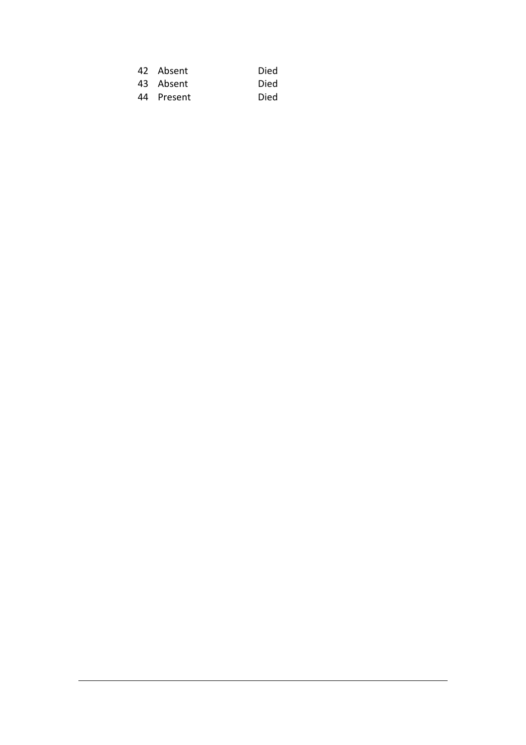| | | |
|---|---|---|
| 42 | Absent | Died |
| 43 | Absent | Died |
| 44 | Present | Died |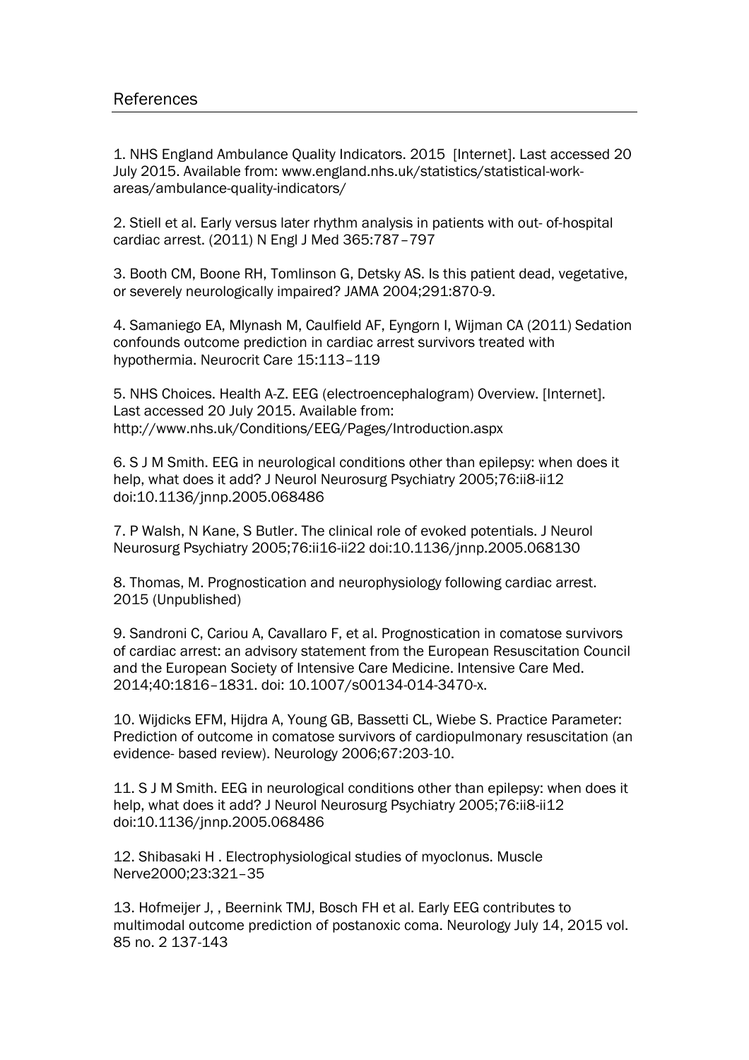## References

1. NHS England Ambulance Quality Indicators. 2015 [Internet]. Last accessed 20 July 2015. Available from: www.england.nhs.uk/statistics/statistical-work-areas/ambulance-quality-indicators/

2. Stiell et al. Early versus later rhythm analysis in patients with out- of-hospital cardiac arrest. (2011) N Engl J Med 365:787–797

3. Booth CM, Boone RH, Tomlinson G, Detsky AS. Is this patient dead, vegetative, or severely neurologically impaired? JAMA 2004;291:870-9.

4. Samaniego EA, Mlynash M, Caulfield AF, Eyngorn I, Wijman CA (2011) Sedation confounds outcome prediction in cardiac arrest survivors treated with hypothermia. Neurocrit Care 15:113–119

5. NHS Choices. Health A-Z. EEG (electroencephalogram) Overview. [Internet]. Last accessed 20 July 2015. Available from: http://www.nhs.uk/Conditions/EEG/Pages/Introduction.aspx

6. S J M Smith. EEG in neurological conditions other than epilepsy: when does it help, what does it add? J Neurol Neurosurg Psychiatry 2005;76:ii8-ii12 doi:10.1136/jnnp.2005.068486

7. P Walsh, N Kane, S Butler. The clinical role of evoked potentials. J Neurol Neurosurg Psychiatry 2005;76:ii16-ii22 doi:10.1136/jnnp.2005.068130

8. Thomas, M. Prognostication and neurophysiology following cardiac arrest. 2015 (Unpublished)

9. Sandroni C, Cariou A, Cavallaro F, et al. Prognostication in comatose survivors of cardiac arrest: an advisory statement from the European Resuscitation Council and the European Society of Intensive Care Medicine. Intensive Care Med. 2014;40:1816–1831. doi: 10.1007/s00134-014-3470-x.

10. Wijdicks EFM, Hijdra A, Young GB, Bassetti CL, Wiebe S. Practice Parameter: Prediction of outcome in comatose survivors of cardiopulmonary resuscitation (an evidence- based review). Neurology 2006;67:203-10.

11. S J M Smith. EEG in neurological conditions other than epilepsy: when does it help, what does it add? J Neurol Neurosurg Psychiatry 2005;76:ii8-ii12 doi:10.1136/jnnp.2005.068486

12. Shibasaki H . Electrophysiological studies of myoclonus. Muscle Nerve2000;23:321–35

13. Hofmeijer J, , Beernink TMJ, Bosch FH et al. Early EEG contributes to multimodal outcome prediction of postanoxic coma. Neurology July 14, 2015 vol. 85 no. 2 137-143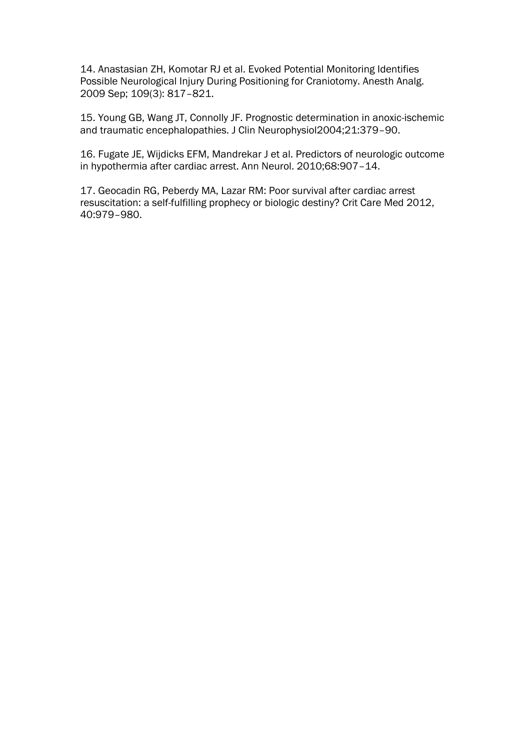14. Anastasian ZH, Komotar RJ et al. Evoked Potential Monitoring Identifies Possible Neurological Injury During Positioning for Craniotomy. Anesth Analg. 2009 Sep; 109(3): 817–821.

15. Young GB, Wang JT, Connolly JF. Prognostic determination in anoxic-ischemic and traumatic encephalopathies. J Clin Neurophysiol2004;21:379–90.

16. Fugate JE, Wijdicks EFM, Mandrekar J et al. Predictors of neurologic outcome in hypothermia after cardiac arrest. Ann Neurol. 2010;68:907–14.

17. Geocadin RG, Peberdy MA, Lazar RM: Poor survival after cardiac arrest resuscitation: a self-fulfilling prophecy or biologic destiny? Crit Care Med 2012, 40:979–980.